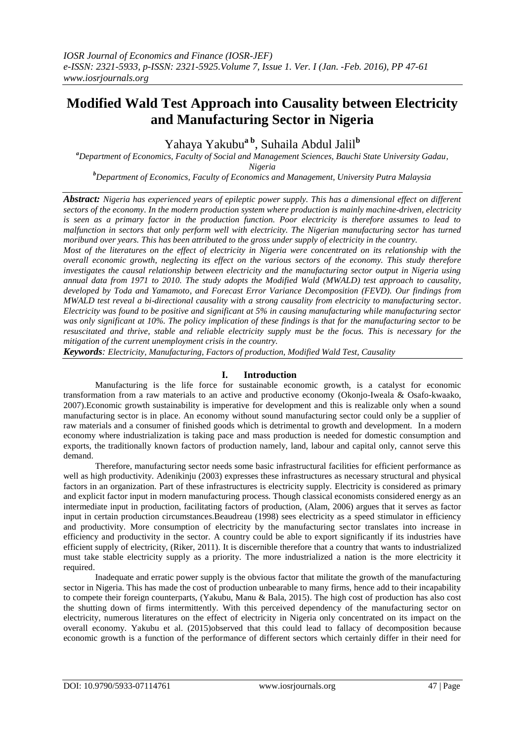# Modified Wald Test Approach into Causality between Electricity and Manufacturing Sector in Nigeria

Yahaya Yakubu[a b], Suhaila Abdul Jalil[b]

[a]Department of Economics, Faculty of Social and Management Sciences, Bauchi State University Gadau, Nigeria

[b]Department of Economics, Faculty of Economics and Management, University Putra Malaysia

***Abstract:*** *Nigeria has experienced years of epileptic power supply. This has a dimensional effect on different sectors of the economy. In the modern production system where production is mainly machine-driven, electricity is seen as a primary factor in the production function. Poor electricity is therefore assumes to lead to malfunction in sectors that only perform well with electricity. The Nigerian manufacturing sector has turned moribund over years. This has been attributed to the gross under supply of electricity in the country.*

*Most of the literatures on the effect of electricity in Nigeria were concentrated on its relationship with the overall economic growth, neglecting its effect on the various sectors of the economy. This study therefore investigates the causal relationship between electricity and the manufacturing sector output in Nigeria using annual data from 1971 to 2010. The study adopts the Modified Wald (MWALD) test approach to causality, developed by Toda and Yamamoto, and Forecast Error Variance Decomposition (FEVD). Our findings from MWALD test reveal a bi-directional causality with a strong causality from electricity to manufacturing sector. Electricity was found to be positive and significant at 5% in causing manufacturing while manufacturing sector was only significant at 10%. The policy implication of these findings is that for the manufacturing sector to be resuscitated and thrive, stable and reliable electricity supply must be the focus. This is necessary for the mitigation of the current unemployment crisis in the country.*

***Keywords****: Electricity, Manufacturing, Factors of production, Modified Wald Test, Causality*

## I. Introduction

Manufacturing is the life force for sustainable economic growth, is a catalyst for economic transformation from a raw materials to an active and productive economy (Okonjo-Iweala & Osafo-kwaako, 2007).Economic growth sustainability is imperative for development and this is realizable only when a sound manufacturing sector is in place. An economy without sound manufacturing sector could only be a supplier of raw materials and a consumer of finished goods which is detrimental to growth and development. In a modern economy where industrialization is taking pace and mass production is needed for domestic consumption and exports, the traditionally known factors of production namely, land, labour and capital only, cannot serve this demand.

Therefore, manufacturing sector needs some basic infrastructural facilities for efficient performance as well as high productivity. Adenikinju (2003) expresses these infrastructures as necessary structural and physical factors in an organization. Part of these infrastructures is electricity supply. Electricity is considered as primary and explicit factor input in modern manufacturing process. Though classical economists considered energy as an intermediate input in production, facilitating factors of production, (Alam, 2006) argues that it serves as factor input in certain production circumstances.Beaudreau (1998) sees electricity as a speed stimulator in efficiency and productivity. More consumption of electricity by the manufacturing sector translates into increase in efficiency and productivity in the sector. A country could be able to export significantly if its industries have efficient supply of electricity, (Riker, 2011). It is discernible therefore that a country that wants to industrialized must take stable electricity supply as a priority. The more industrialized a nation is the more electricity it required.

Inadequate and erratic power supply is the obvious factor that militate the growth of the manufacturing sector in Nigeria. This has made the cost of production unbearable to many firms, hence add to their incapability to compete their foreign counterparts, (Yakubu, Manu & Bala, 2015). The high cost of production has also cost the shutting down of firms intermittently. With this perceived dependency of the manufacturing sector on electricity, numerous literatures on the effect of electricity in Nigeria only concentrated on its impact on the overall economy. Yakubu et al. (2015)observed that this could lead to fallacy of decomposition because economic growth is a function of the performance of different sectors which certainly differ in their need for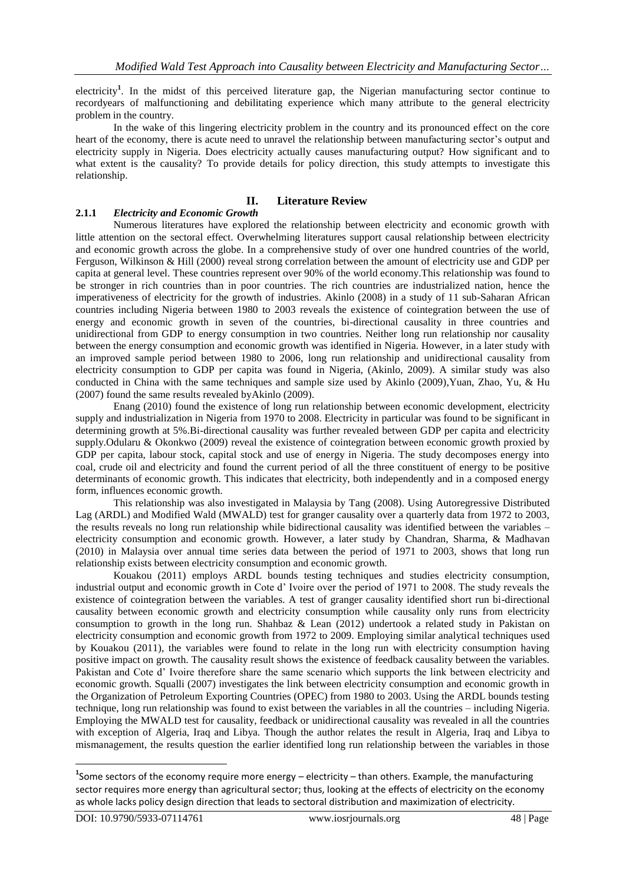electricity[1]. In the midst of this perceived literature gap, the Nigerian manufacturing sector continue to recordyears of malfunctioning and debilitating experience which many attribute to the general electricity problem in the country.

In the wake of this lingering electricity problem in the country and its pronounced effect on the core heart of the economy, there is acute need to unravel the relationship between manufacturing sector's output and electricity supply in Nigeria. Does electricity actually causes manufacturing output? How significant and to what extent is the causality? To provide details for policy direction, this study attempts to investigate this relationship.

## II. Literature Review

### 2.1.1 *Electricity and Economic Growth*

Numerous literatures have explored the relationship between electricity and economic growth with little attention on the sectoral effect. Overwhelming literatures support causal relationship between electricity and economic growth across the globe. In a comprehensive study of over one hundred countries of the world, Ferguson, Wilkinson & Hill (2000) reveal strong correlation between the amount of electricity use and GDP per capita at general level. These countries represent over 90% of the world economy.This relationship was found to be stronger in rich countries than in poor countries. The rich countries are industrialized nation, hence the imperativeness of electricity for the growth of industries. Akinlo (2008) in a study of 11 sub-Saharan African countries including Nigeria between 1980 to 2003 reveals the existence of cointegration between the use of energy and economic growth in seven of the countries, bi-directional causality in three countries and unidirectional from GDP to energy consumption in two countries. Neither long run relationship nor causality between the energy consumption and economic growth was identified in Nigeria. However, in a later study with an improved sample period between 1980 to 2006, long run relationship and unidirectional causality from electricity consumption to GDP per capita was found in Nigeria, (Akinlo, 2009). A similar study was also conducted in China with the same techniques and sample size used by Akinlo (2009),Yuan, Zhao, Yu, & Hu (2007) found the same results revealed byAkinlo (2009).

Enang (2010) found the existence of long run relationship between economic development, electricity supply and industrialization in Nigeria from 1970 to 2008. Electricity in particular was found to be significant in determining growth at 5%.Bi-directional causality was further revealed between GDP per capita and electricity supply.Odularu & Okonkwo (2009) reveal the existence of cointegration between economic growth proxied by GDP per capita, labour stock, capital stock and use of energy in Nigeria. The study decomposes energy into coal, crude oil and electricity and found the current period of all the three constituent of energy to be positive determinants of economic growth. This indicates that electricity, both independently and in a composed energy form, influences economic growth.

This relationship was also investigated in Malaysia by Tang (2008). Using Autoregressive Distributed Lag (ARDL) and Modified Wald (MWALD) test for granger causality over a quarterly data from 1972 to 2003, the results reveals no long run relationship while bidirectional causality was identified between the variables – electricity consumption and economic growth. However, a later study by Chandran, Sharma, & Madhavan (2010) in Malaysia over annual time series data between the period of 1971 to 2003, shows that long run relationship exists between electricity consumption and economic growth.

Kouakou (2011) employs ARDL bounds testing techniques and studies electricity consumption, industrial output and economic growth in Cote d' Ivoire over the period of 1971 to 2008. The study reveals the existence of cointegration between the variables. A test of granger causality identified short run bi-directional causality between economic growth and electricity consumption while causality only runs from electricity consumption to growth in the long run. Shahbaz & Lean (2012) undertook a related study in Pakistan on electricity consumption and economic growth from 1972 to 2009. Employing similar analytical techniques used by Kouakou (2011), the variables were found to relate in the long run with electricity consumption having positive impact on growth. The causality result shows the existence of feedback causality between the variables. Pakistan and Cote d' Ivoire therefore share the same scenario which supports the link between electricity and economic growth. Squalli (2007) investigates the link between electricity consumption and economic growth in the Organization of Petroleum Exporting Countries (OPEC) from 1980 to 2003. Using the ARDL bounds testing technique, long run relationship was found to exist between the variables in all the countries – including Nigeria. Employing the MWALD test for causality, feedback or unidirectional causality was revealed in all the countries with exception of Algeria, Iraq and Libya. Though the author relates the result in Algeria, Iraq and Libya to mismanagement, the results question the earlier identified long run relationship between the variables in those

---

[1] Some sectors of the economy require more energy – electricity – than others. Example, the manufacturing sector requires more energy than agricultural sector; thus, looking at the effects of electricity on the economy as whole lacks policy design direction that leads to sectoral distribution and maximization of electricity.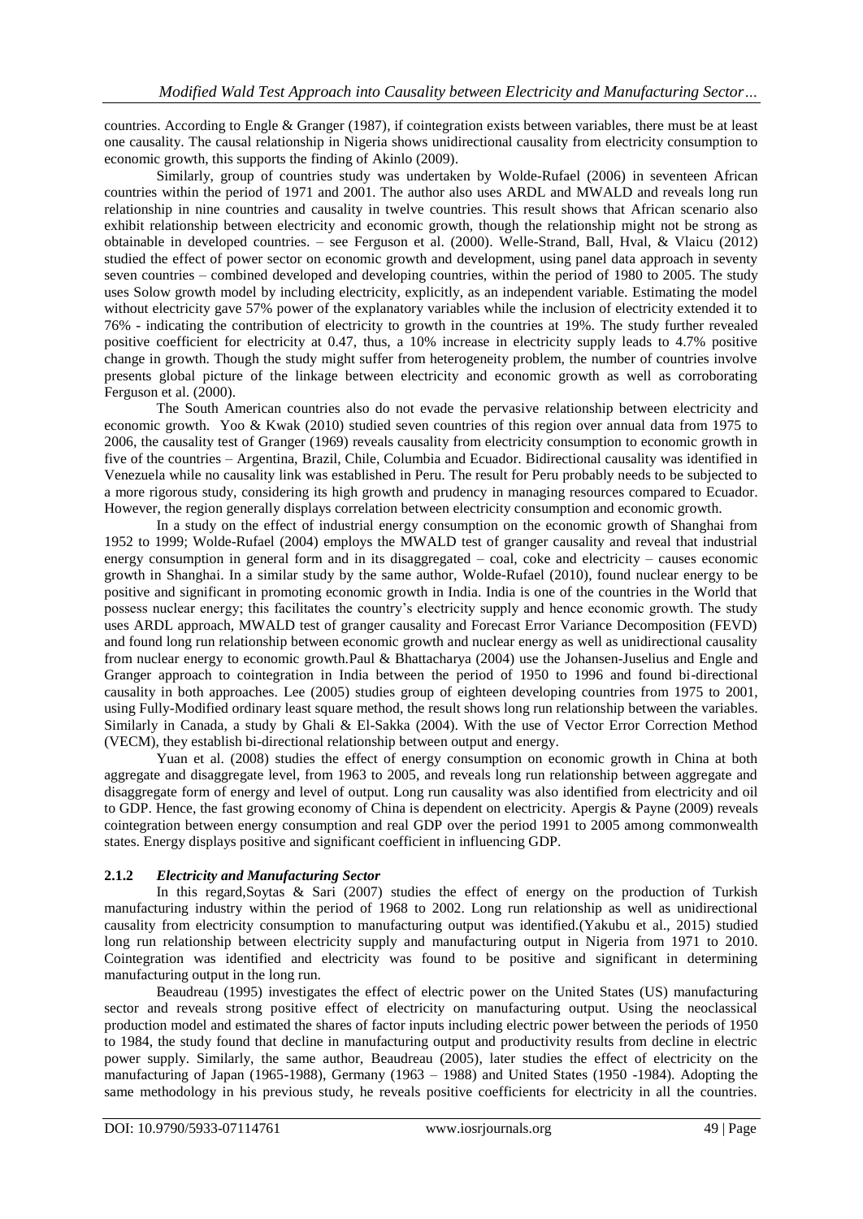countries. According to Engle & Granger (1987), if cointegration exists between variables, there must be at least one causality. The causal relationship in Nigeria shows unidirectional causality from electricity consumption to economic growth, this supports the finding of Akinlo (2009).

Similarly, group of countries study was undertaken by Wolde-Rufael (2006) in seventeen African countries within the period of 1971 and 2001. The author also uses ARDL and MWALD and reveals long run relationship in nine countries and causality in twelve countries. This result shows that African scenario also exhibit relationship between electricity and economic growth, though the relationship might not be strong as obtainable in developed countries. – see Ferguson et al. (2000). Welle-Strand, Ball, Hval, & Vlaicu (2012) studied the effect of power sector on economic growth and development, using panel data approach in seventy seven countries – combined developed and developing countries, within the period of 1980 to 2005. The study uses Solow growth model by including electricity, explicitly, as an independent variable. Estimating the model without electricity gave 57% power of the explanatory variables while the inclusion of electricity extended it to 76% - indicating the contribution of electricity to growth in the countries at 19%. The study further revealed positive coefficient for electricity at 0.47, thus, a 10% increase in electricity supply leads to 4.7% positive change in growth. Though the study might suffer from heterogeneity problem, the number of countries involve presents global picture of the linkage between electricity and economic growth as well as corroborating Ferguson et al. (2000).

The South American countries also do not evade the pervasive relationship between electricity and economic growth. Yoo & Kwak (2010) studied seven countries of this region over annual data from 1975 to 2006, the causality test of Granger (1969) reveals causality from electricity consumption to economic growth in five of the countries – Argentina, Brazil, Chile, Columbia and Ecuador. Bidirectional causality was identified in Venezuela while no causality link was established in Peru. The result for Peru probably needs to be subjected to a more rigorous study, considering its high growth and prudency in managing resources compared to Ecuador. However, the region generally displays correlation between electricity consumption and economic growth.

In a study on the effect of industrial energy consumption on the economic growth of Shanghai from 1952 to 1999; Wolde-Rufael (2004) employs the MWALD test of granger causality and reveal that industrial energy consumption in general form and in its disaggregated – coal, coke and electricity – causes economic growth in Shanghai. In a similar study by the same author, Wolde-Rufael (2010), found nuclear energy to be positive and significant in promoting economic growth in India. India is one of the countries in the World that possess nuclear energy; this facilitates the country's electricity supply and hence economic growth. The study uses ARDL approach, MWALD test of granger causality and Forecast Error Variance Decomposition (FEVD) and found long run relationship between economic growth and nuclear energy as well as unidirectional causality from nuclear energy to economic growth.Paul & Bhattacharya (2004) use the Johansen-Juselius and Engle and Granger approach to cointegration in India between the period of 1950 to 1996 and found bi-directional causality in both approaches. Lee (2005) studies group of eighteen developing countries from 1975 to 2001, using Fully-Modified ordinary least square method, the result shows long run relationship between the variables. Similarly in Canada, a study by Ghali & El-Sakka (2004). With the use of Vector Error Correction Method (VECM), they establish bi-directional relationship between output and energy.

Yuan et al. (2008) studies the effect of energy consumption on economic growth in China at both aggregate and disaggregate level, from 1963 to 2005, and reveals long run relationship between aggregate and disaggregate form of energy and level of output. Long run causality was also identified from electricity and oil to GDP. Hence, the fast growing economy of China is dependent on electricity. Apergis & Payne (2009) reveals cointegration between energy consumption and real GDP over the period 1991 to 2005 among commonwealth states. Energy displays positive and significant coefficient in influencing GDP.

### 2.1.2 *Electricity and Manufacturing Sector*

In this regard,Soytas & Sari (2007) studies the effect of energy on the production of Turkish manufacturing industry within the period of 1968 to 2002. Long run relationship as well as unidirectional causality from electricity consumption to manufacturing output was identified.(Yakubu et al., 2015) studied long run relationship between electricity supply and manufacturing output in Nigeria from 1971 to 2010. Cointegration was identified and electricity was found to be positive and significant in determining manufacturing output in the long run.

Beaudreau (1995) investigates the effect of electric power on the United States (US) manufacturing sector and reveals strong positive effect of electricity on manufacturing output. Using the neoclassical production model and estimated the shares of factor inputs including electric power between the periods of 1950 to 1984, the study found that decline in manufacturing output and productivity results from decline in electric power supply. Similarly, the same author, Beaudreau (2005), later studies the effect of electricity on the manufacturing of Japan (1965-1988), Germany (1963 – 1988) and United States (1950 -1984). Adopting the same methodology in his previous study, he reveals positive coefficients for electricity in all the countries.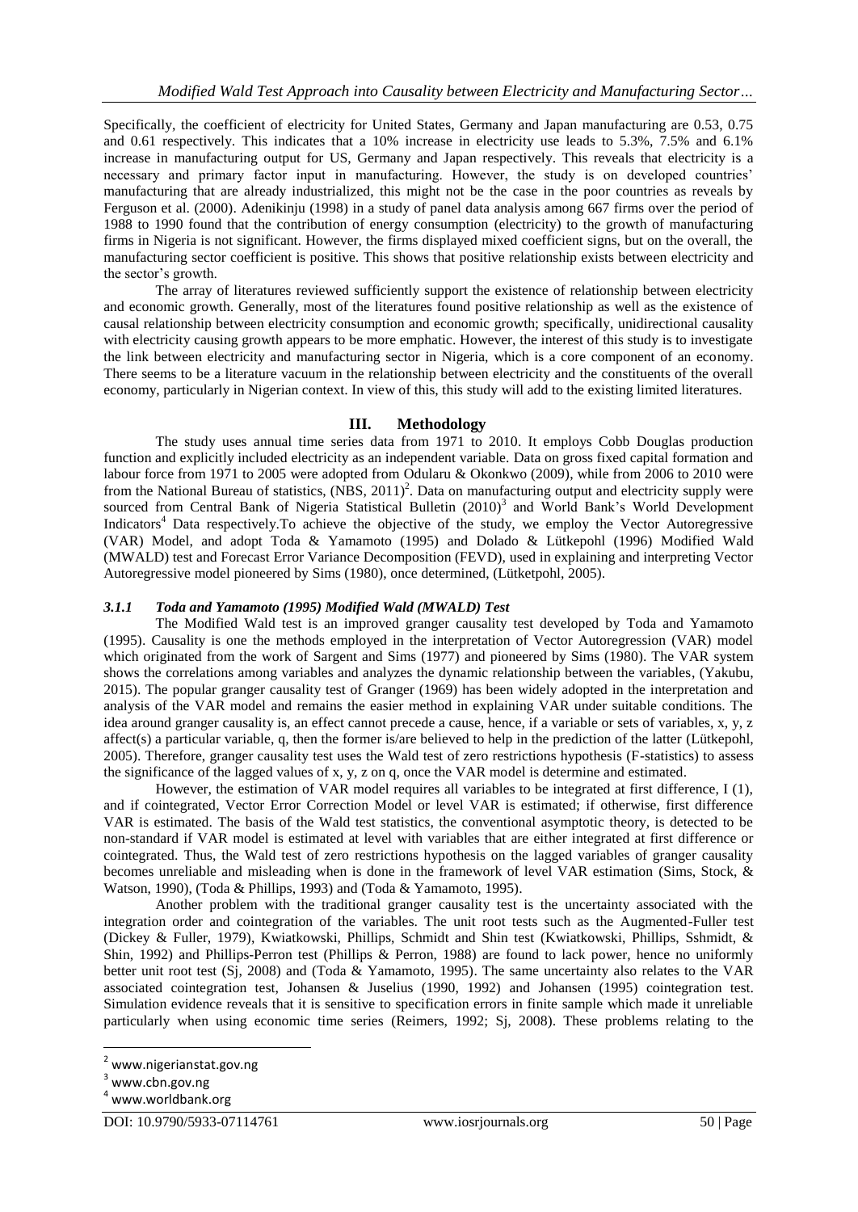Specifically, the coefficient of electricity for United States, Germany and Japan manufacturing are 0.53, 0.75 and 0.61 respectively. This indicates that a 10% increase in electricity use leads to 5.3%, 7.5% and 6.1% increase in manufacturing output for US, Germany and Japan respectively. This reveals that electricity is a necessary and primary factor input in manufacturing. However, the study is on developed countries' manufacturing that are already industrialized, this might not be the case in the poor countries as reveals by Ferguson et al. (2000). Adenikinju (1998) in a study of panel data analysis among 667 firms over the period of 1988 to 1990 found that the contribution of energy consumption (electricity) to the growth of manufacturing firms in Nigeria is not significant. However, the firms displayed mixed coefficient signs, but on the overall, the manufacturing sector coefficient is positive. This shows that positive relationship exists between electricity and the sector's growth.

The array of literatures reviewed sufficiently support the existence of relationship between electricity and economic growth. Generally, most of the literatures found positive relationship as well as the existence of causal relationship between electricity consumption and economic growth; specifically, unidirectional causality with electricity causing growth appears to be more emphatic. However, the interest of this study is to investigate the link between electricity and manufacturing sector in Nigeria, which is a core component of an economy. There seems to be a literature vacuum in the relationship between electricity and the constituents of the overall economy, particularly in Nigerian context. In view of this, this study will add to the existing limited literatures.

## III. Methodology

The study uses annual time series data from 1971 to 2010. It employs Cobb Douglas production function and explicitly included electricity as an independent variable. Data on gross fixed capital formation and labour force from 1971 to 2005 were adopted from Odularu & Okonkwo (2009), while from 2006 to 2010 were from the National Bureau of statistics, (NBS, 2011)[2]. Data on manufacturing output and electricity supply were sourced from Central Bank of Nigeria Statistical Bulletin (2010)[3] and World Bank's World Development Indicators[4] Data respectively.To achieve the objective of the study, we employ the Vector Autoregressive (VAR) Model, and adopt Toda & Yamamoto (1995) and Dolado & Lütkepohl (1996) Modified Wald (MWALD) test and Forecast Error Variance Decomposition (FEVD), used in explaining and interpreting Vector Autoregressive model pioneered by Sims (1980), once determined, (Lütketpohl, 2005).

### *3.1.1 Toda and Yamamoto (1995) Modified Wald (MWALD) Test*

The Modified Wald test is an improved granger causality test developed by Toda and Yamamoto (1995). Causality is one the methods employed in the interpretation of Vector Autoregression (VAR) model which originated from the work of Sargent and Sims (1977) and pioneered by Sims (1980). The VAR system shows the correlations among variables and analyzes the dynamic relationship between the variables, (Yakubu, 2015). The popular granger causality test of Granger (1969) has been widely adopted in the interpretation and analysis of the VAR model and remains the easier method in explaining VAR under suitable conditions. The idea around granger causality is, an effect cannot precede a cause, hence, if a variable or sets of variables, x, y, z affect(s) a particular variable, q, then the former is/are believed to help in the prediction of the latter (Lütkepohl, 2005). Therefore, granger causality test uses the Wald test of zero restrictions hypothesis (F-statistics) to assess the significance of the lagged values of x, y, z on q, once the VAR model is determine and estimated.

However, the estimation of VAR model requires all variables to be integrated at first difference, I (1), and if cointegrated, Vector Error Correction Model or level VAR is estimated; if otherwise, first difference VAR is estimated. The basis of the Wald test statistics, the conventional asymptotic theory, is detected to be non-standard if VAR model is estimated at level with variables that are either integrated at first difference or cointegrated. Thus, the Wald test of zero restrictions hypothesis on the lagged variables of granger causality becomes unreliable and misleading when is done in the framework of level VAR estimation (Sims, Stock, & Watson, 1990), (Toda & Phillips, 1993) and (Toda & Yamamoto, 1995).

Another problem with the traditional granger causality test is the uncertainty associated with the integration order and cointegration of the variables. The unit root tests such as the Augmented-Fuller test (Dickey & Fuller, 1979), Kwiatkowski, Phillips, Schmidt and Shin test (Kwiatkowski, Phillips, Sshmidt, & Shin, 1992) and Phillips-Perron test (Phillips & Perron, 1988) are found to lack power, hence no uniformly better unit root test (Sj, 2008) and (Toda & Yamamoto, 1995). The same uncertainty also relates to the VAR associated cointegration test, Johansen & Juselius (1990, 1992) and Johansen (1995) cointegration test. Simulation evidence reveals that it is sensitive to specification errors in finite sample which made it unreliable particularly when using economic time series (Reimers, 1992; Sj, 2008). These problems relating to the

[2] www.nigerianstat.gov.ng

[3] www.cbn.gov.ng

[4] www.worldbank.org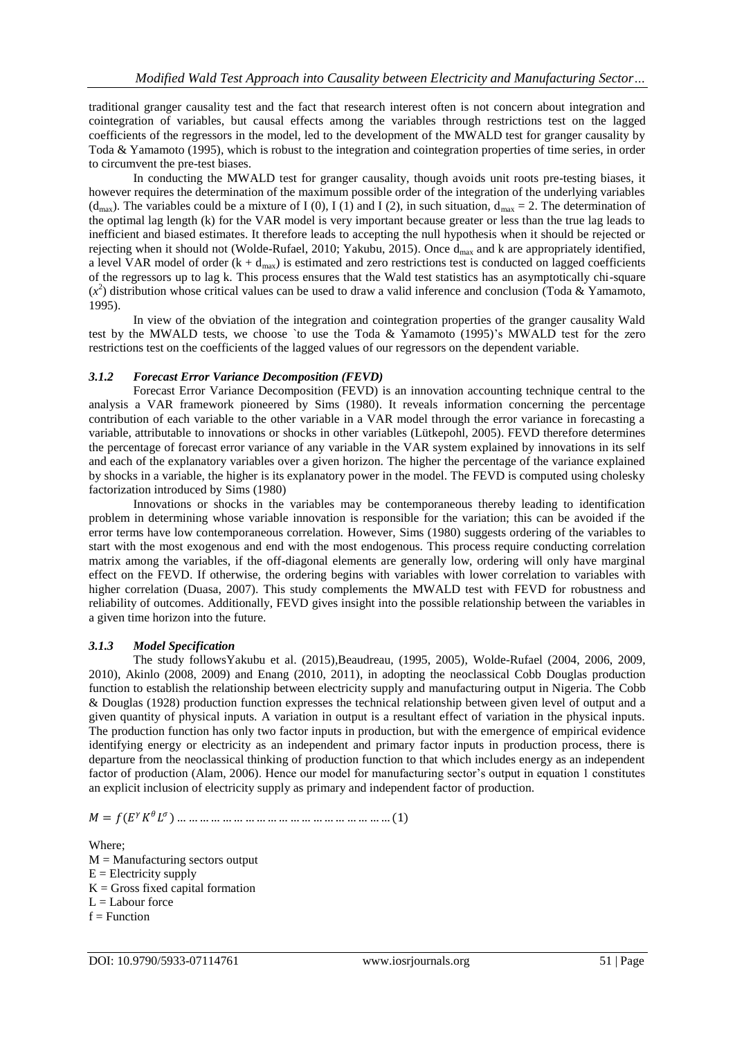traditional granger causality test and the fact that research interest often is not concern about integration and cointegration of variables, but causal effects among the variables through restrictions test on the lagged coefficients of the regressors in the model, led to the development of the MWALD test for granger causality by Toda & Yamamoto (1995), which is robust to the integration and cointegration properties of time series, in order to circumvent the pre-test biases.

In conducting the MWALD test for granger causality, though avoids unit roots pre-testing biases, it however requires the determination of the maximum possible order of the integration of the underlying variables ($d_{max}$). The variables could be a mixture of I (0), I (1) and I (2), in such situation, $d_{max} = 2$. The determination of the optimal lag length (k) for the VAR model is very important because greater or less than the true lag leads to inefficient and biased estimates. It therefore leads to accepting the null hypothesis when it should be rejected or rejecting when it should not (Wolde-Rufael, 2010; Yakubu, 2015). Once $d_{max}$ and k are appropriately identified, a level VAR model of order ($k + d_{max}$) is estimated and zero restrictions test is conducted on lagged coefficients of the regressors up to lag k. This process ensures that the Wald test statistics has an asymptotically chi-square ($x^2$) distribution whose critical values can be used to draw a valid inference and conclusion (Toda & Yamamoto, 1995).

In view of the obviation of the integration and cointegration properties of the granger causality Wald test by the MWALD tests, we choose `to use the Toda & Yamamoto (1995)'s MWALD test for the zero restrictions test on the coefficients of the lagged values of our regressors on the dependent variable.

### *3.1.2 Forecast Error Variance Decomposition (FEVD)*

Forecast Error Variance Decomposition (FEVD) is an innovation accounting technique central to the analysis a VAR framework pioneered by Sims (1980). It reveals information concerning the percentage contribution of each variable to the other variable in a VAR model through the error variance in forecasting a variable, attributable to innovations or shocks in other variables (Lütkepohl, 2005). FEVD therefore determines the percentage of forecast error variance of any variable in the VAR system explained by innovations in its self and each of the explanatory variables over a given horizon. The higher the percentage of the variance explained by shocks in a variable, the higher is its explanatory power in the model. The FEVD is computed using cholesky factorization introduced by Sims (1980)

Innovations or shocks in the variables may be contemporaneous thereby leading to identification problem in determining whose variable innovation is responsible for the variation; this can be avoided if the error terms have low contemporaneous correlation. However, Sims (1980) suggests ordering of the variables to start with the most exogenous and end with the most endogenous. This process require conducting correlation matrix among the variables, if the off-diagonal elements are generally low, ordering will only have marginal effect on the FEVD. If otherwise, the ordering begins with variables with lower correlation to variables with higher correlation (Duasa, 2007). This study complements the MWALD test with FEVD for robustness and reliability of outcomes. Additionally, FEVD gives insight into the possible relationship between the variables in a given time horizon into the future.

### *3.1.3 Model Specification*

The study followsYakubu et al. (2015),Beaudreau, (1995, 2005), Wolde-Rufael (2004, 2006, 2009, 2010), Akinlo (2008, 2009) and Enang (2010, 2011), in adopting the neoclassical Cobb Douglas production function to establish the relationship between electricity supply and manufacturing output in Nigeria. The Cobb & Douglas (1928) production function expresses the technical relationship between given level of output and a given quantity of physical inputs. A variation in output is a resultant effect of variation in the physical inputs. The production function has only two factor inputs in production, but with the emergence of empirical evidence identifying energy or electricity as an independent and primary factor inputs in production process, there is departure from the neoclassical thinking of production function to that which includes energy as an independent factor of production (Alam, 2006). Hence our model for manufacturing sector's output in equation 1 constitutes an explicit inclusion of electricity supply as primary and independent factor of production.

$$M = f(E^{\gamma} K^{\theta} L^{\sigma}) \ldots\ldots\ldots\ldots\ldots\ldots\ldots\ldots\ldots\ldots\ldots\ldots\ldots\ldots\ldots\ldots\ldots (1)$$

Where;
$M$ = Manufacturing sectors output
$E$ = Electricity supply
$K$ = Gross fixed capital formation
$L$ = Labour force
$f$ = Function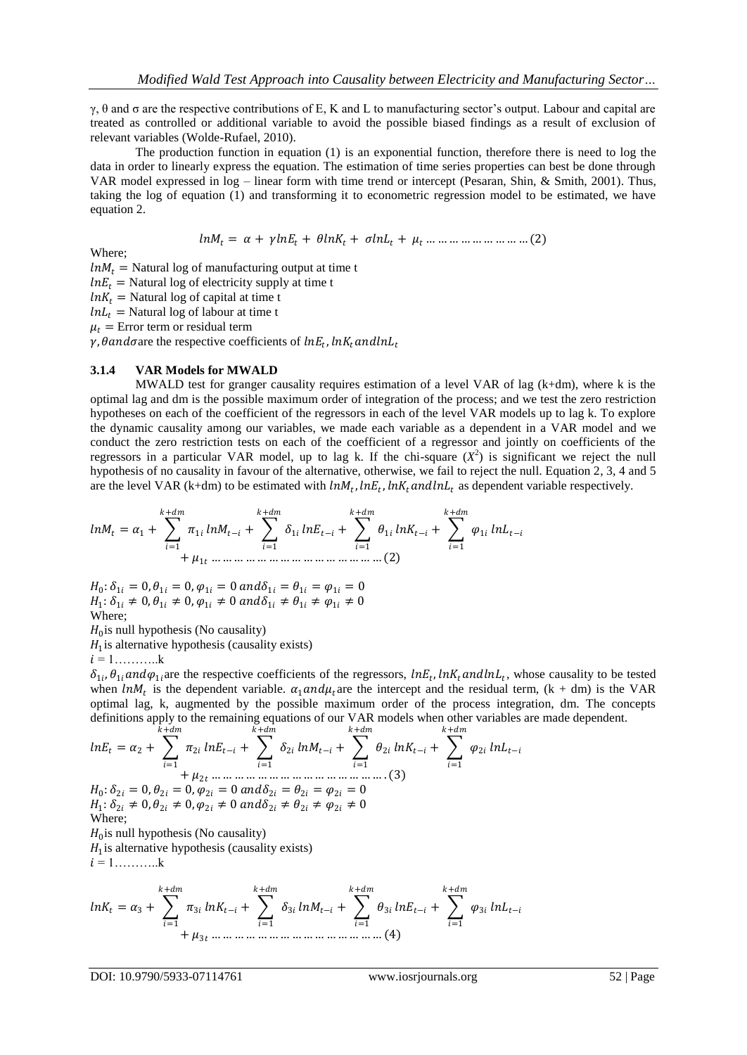γ, θ and σ are the respective contributions of E, K and L to manufacturing sector's output. Labour and capital are treated as controlled or additional variable to avoid the possible biased findings as a result of exclusion of relevant variables (Wolde-Rufael, 2010).

The production function in equation (1) is an exponential function, therefore there is need to log the data in order to linearly express the equation. The estimation of time series properties can best be done through VAR model expressed in log – linear form with time trend or intercept (Pesaran, Shin, & Smith, 2001). Thus, taking the log of equation (1) and transforming it to econometric regression model to be estimated, we have equation 2.

$$lnM_t = \alpha + \gamma lnE_t + \theta lnK_t + \sigma lnL_t + \mu_t \ldots\ldots\ldots\ldots\ldots\ldots\ldots\ldots (2)$$

Where;

$lnM_t$ = Natural log of manufacturing output at time t

$lnE_t$ = Natural log of electricity supply at time t

$lnK_t$ = Natural log of capital at time t

$lnL_t$ = Natural log of labour at time t

$\mu_t$ = Error term or residual term

$\gamma, \theta and \sigma$ are the respective coefficients of $lnE_t, lnK_t andlnL_t$

### 3.1.4 VAR Models for MWALD

MWALD test for granger causality requires estimation of a level VAR of lag (k+dm), where k is the optimal lag and dm is the possible maximum order of integration of the process; and we test the zero restriction hypotheses on each of the coefficient of the regressors in each of the level VAR models up to lag k. To explore the dynamic causality among our variables, we made each variable as a dependent in a VAR model and we conduct the zero restriction tests on each of the coefficient of a regressor and jointly on coefficients of the regressors in a particular VAR model, up to lag k. If the chi-square ($X^2$) is significant we reject the null hypothesis of no causality in favour of the alternative, otherwise, we fail to reject the null. Equation 2, 3, 4 and 5 are the level VAR (k+dm) to be estimated with $lnM_t, lnE_t, lnK_t andlnL_t$ as dependent variable respectively.

$$lnM_t = \alpha_1 + \sum_{i=1}^{k+dm} \pi_{1i}\, lnM_{t-i} + \sum_{i=1}^{k+dm} \delta_{1i}\, lnE_{t-i} + \sum_{i=1}^{k+dm} \theta_{1i}\, lnK_{t-i} + \sum_{i=1}^{k+dm} \varphi_{1i}\, lnL_{t-i} + \mu_{1t} \ldots\ldots\ldots\ldots\ldots\ldots\ldots\ldots\ldots\ldots\ldots\ldots\ldots\ldots (2)$$

$H_0: \delta_{1i} = 0, \theta_{1i} = 0, \varphi_{1i} = 0 \; and \delta_{1i} = \theta_{1i} = \varphi_{1i} = 0$

$H_1: \delta_{1i} \neq 0, \theta_{1i} \neq 0, \varphi_{1i} \neq 0 \; and \delta_{1i} \neq \theta_{1i} \neq \varphi_{1i} \neq 0$

Where;

$H_0$ is null hypothesis (No causality)

$H_1$ is alternative hypothesis (causality exists)

$i$ = 1………..k

$\delta_{1i}, \theta_{1i} and \varphi_{1i}$ are the respective coefficients of the regressors, $lnE_t, lnK_t andlnL_t$, whose causality to be tested when $lnM_t$ is the dependent variable. $\alpha_1 and \mu_t$ are the intercept and the residual term, (k + dm) is the VAR optimal lag, k, augmented by the possible maximum order of the process integration, dm. The concepts definitions apply to the remaining equations of our VAR models when other variables are made dependent.

$$lnE_t = \alpha_2 + \sum_{i=1}^{k+dm} \pi_{2i}\, lnE_{t-i} + \sum_{i=1}^{k+dm} \delta_{2i}\, lnM_{t-i} + \sum_{i=1}^{k+dm} \theta_{2i}\, lnK_{t-i} + \sum_{i=1}^{k+dm} \varphi_{2i}\, lnL_{t-i} + \mu_{2t} \ldots\ldots\ldots\ldots\ldots\ldots\ldots\ldots\ldots\ldots\ldots\ldots\ldots\ldots . (3)$$

$H_0: \delta_{2i} = 0, \theta_{2i} = 0, \varphi_{2i} = 0 \; and \delta_{2i} = \theta_{2i} = \varphi_{2i} = 0$

$H_1: \delta_{2i} \neq 0, \theta_{2i} \neq 0, \varphi_{2i} \neq 0 \; and \delta_{2i} \neq \theta_{2i} \neq \varphi_{2i} \neq 0$

Where;

$H_0$ is null hypothesis (No causality)

$H_1$ is alternative hypothesis (causality exists)

$i$ = 1………..k

$$lnK_t = \alpha_3 + \sum_{i=1}^{k+dm} \pi_{3i}\, lnK_{t-i} + \sum_{i=1}^{k+dm} \delta_{3i}\, lnM_{t-i} + \sum_{i=1}^{k+dm} \theta_{3i}\, lnE_{t-i} + \sum_{i=1}^{k+dm} \varphi_{3i}\, lnL_{t-i} + \mu_{3t} \ldots\ldots\ldots\ldots\ldots\ldots\ldots\ldots\ldots\ldots\ldots\ldots\ldots\ldots (4)$$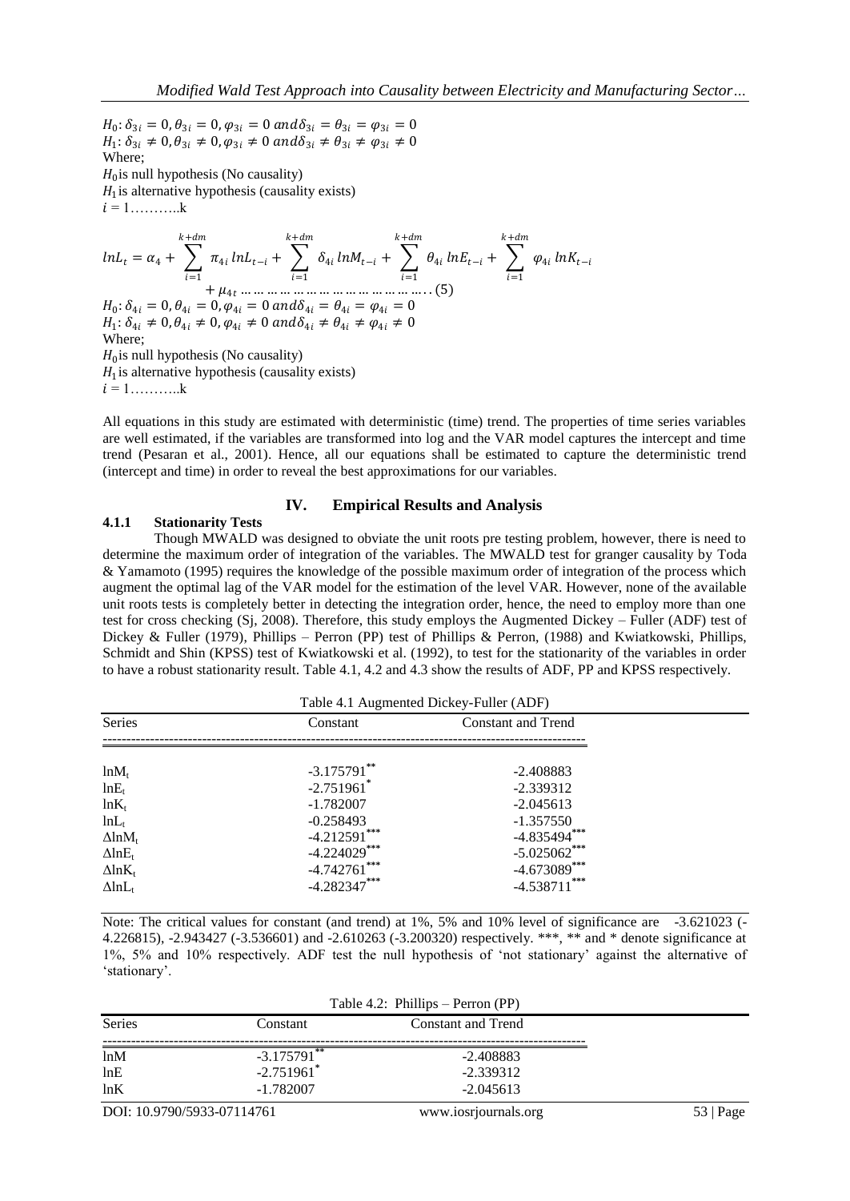$H_0: \delta_{3i} = 0, \theta_{3i} = 0, \varphi_{3i} = 0 \; and \delta_{3i} = \theta_{3i} = \varphi_{3i} = 0$
$H_1: \delta_{3i} \neq 0, \theta_{3i} \neq 0, \varphi_{3i} \neq 0 \; and \delta_{3i} \neq \theta_{3i} \neq \varphi_{3i} \neq 0$
Where;
$H_0$ is null hypothesis (No causality)
$H_1$ is alternative hypothesis (causality exists)
$i = 1 \ldots\ldots\ldots k$

$$lnL_t = \alpha_4 + \sum_{i=1}^{k+dm} \pi_{4i} \, lnL_{t-i} + \sum_{i=1}^{k+dm} \delta_{4i} \, lnM_{t-i} + \sum_{i=1}^{k+dm} \theta_{4i} \, lnE_{t-i} + \sum_{i=1}^{k+dm} \varphi_{4i} \, lnK_{t-i} + \mu_{4t} \ldots\ldots\ldots\ldots\ldots\ldots\ldots\ldots\ldots\ldots\ldots (5)$$

$H_0: \delta_{4i} = 0, \theta_{4i} = 0, \varphi_{4i} = 0 \; and \delta_{4i} = \theta_{4i} = \varphi_{4i} = 0$
$H_1: \delta_{4i} \neq 0, \theta_{4i} \neq 0, \varphi_{4i} \neq 0 \; and \delta_{4i} \neq \theta_{4i} \neq \varphi_{4i} \neq 0$
Where;
$H_0$ is null hypothesis (No causality)
$H_1$ is alternative hypothesis (causality exists)
$i = 1 \ldots\ldots\ldots k$

All equations in this study are estimated with deterministic (time) trend. The properties of time series variables are well estimated, if the variables are transformed into log and the VAR model captures the intercept and time trend (Pesaran et al., 2001). Hence, all our equations shall be estimated to capture the deterministic trend (intercept and time) in order to reveal the best approximations for our variables.

## IV. Empirical Results and Analysis

### 4.1.1 Stationarity Tests

Though MWALD was designed to obviate the unit roots pre testing problem, however, there is need to determine the maximum order of integration of the variables. The MWALD test for granger causality by Toda & Yamamoto (1995) requires the knowledge of the possible maximum order of integration of the process which augment the optimal lag of the VAR model for the estimation of the level VAR. However, none of the available unit roots tests is completely better in detecting the integration order, hence, the need to employ more than one test for cross checking (Sj, 2008). Therefore, this study employs the Augmented Dickey – Fuller (ADF) test of Dickey & Fuller (1979), Phillips – Perron (PP) test of Phillips & Perron, (1988) and Kwiatkowski, Phillips, Schmidt and Shin (KPSS) test of Kwiatkowski et al. (1992), to test for the stationarity of the variables in order to have a robust stationarity result. Table 4.1, 4.2 and 4.3 show the results of ADF, PP and KPSS respectively.

Table 4.1 Augmented Dickey-Fuller (ADF)

| Series | Constant | Constant and Trend |
|---|---|---|
| $lnM_t$ | -3.175791** | -2.408883 |
| $lnE_t$ | -2.751961* | -2.339312 |
| $lnK_t$ | -1.782007 | -2.045613 |
| $lnL_t$ | -0.258493 | -1.357550 |
| $\Delta lnM_t$ | -4.212591*** | -4.835494*** |
| $\Delta lnE_t$ | -4.224029*** | -5.025062*** |
| $\Delta lnK_t$ | -4.742761*** | -4.673089*** |
| $\Delta lnL_t$ | -4.282347*** | -4.538711*** |

Note: The critical values for constant (and trend) at 1%, 5% and 10% level of significance are -3.621023 (-4.226815), -2.943427 (-3.536601) and -2.610263 (-3.200320) respectively. ***, ** and * denote significance at 1%, 5% and 10% respectively. ADF test the null hypothesis of 'not stationary' against the alternative of 'stationary'.

Table 4.2: Phillips – Perron (PP)

| Series | Constant | Constant and Trend |
|---|---|---|
| lnM | -3.175791** | -2.408883 |
| lnE | -2.751961* | -2.339312 |
| lnK | -1.782007 | -2.045613 |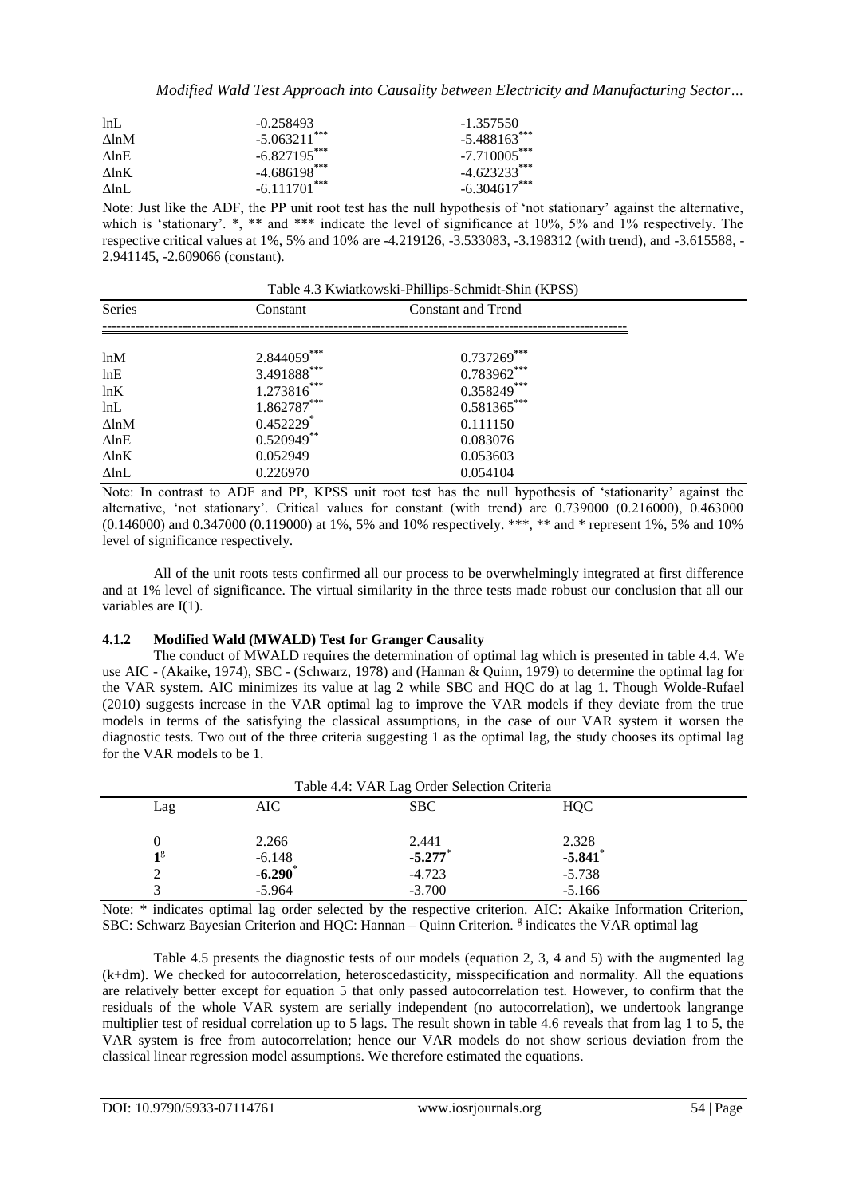| | | |
|---|---|---|
| lnL | -0.258493 | -1.357550 |
| ΔlnM | -5.063211*** | -5.488163*** |
| ΔlnE | -6.827195*** | -7.710005*** |
| ΔlnK | -4.686198*** | -4.623233*** |
| ΔlnL | -6.111701*** | -6.304617*** |

Note: Just like the ADF, the PP unit root test has the null hypothesis of 'not stationary' against the alternative, which is 'stationary'. *, ** and *** indicate the level of significance at 10%, 5% and 1% respectively. The respective critical values at 1%, 5% and 10% are -4.219126, -3.533083, -3.198312 (with trend), and -3.615588, -2.941145, -2.609066 (constant).

Table 4.3 Kwiatkowski-Phillips-Schmidt-Shin (KPSS)

| Series | Constant | Constant and Trend |
|---|---|---|
| lnM | 2.844059*** | 0.737269*** |
| lnE | 3.491888*** | 0.783962*** |
| lnK | 1.273816*** | 0.358249*** |
| lnL | 1.862787*** | 0.581365*** |
| ΔlnM | 0.452229* | 0.111150 |
| ΔlnE | 0.520949** | 0.083076 |
| ΔlnK | 0.052949 | 0.053603 |
| ΔlnL | 0.226970 | 0.054104 |

Note: In contrast to ADF and PP, KPSS unit root test has the null hypothesis of 'stationarity' against the alternative, 'not stationary'. Critical values for constant (with trend) are 0.739000 (0.216000), 0.463000 (0.146000) and 0.347000 (0.119000) at 1%, 5% and 10% respectively. ***, ** and * represent 1%, 5% and 10% level of significance respectively.

All of the unit roots tests confirmed all our process to be overwhelmingly integrated at first difference and at 1% level of significance. The virtual similarity in the three tests made robust our conclusion that all our variables are I(1).

#### 4.1.2 Modified Wald (MWALD) Test for Granger Causality

The conduct of MWALD requires the determination of optimal lag which is presented in table 4.4. We use AIC - (Akaike, 1974), SBC - (Schwarz, 1978) and (Hannan & Quinn, 1979) to determine the optimal lag for the VAR system. AIC minimizes its value at lag 2 while SBC and HQC do at lag 1. Though Wolde-Rufaet (2010) suggests increase in the VAR optimal lag to improve the VAR models if they deviate from the true models in terms of the satisfying the classical assumptions, in the case of our VAR system it worsen the diagnostic tests. Two out of the three criteria suggesting 1 as the optimal lag, the study chooses its optimal lag for the VAR models to be 1.

Table 4.4: VAR Lag Order Selection Criteria

| Lag | AIC | SBC | HQC |
|---|---|---|---|
| 0 | 2.266 | 2.441 | 2.328 |
| 1[g] | -6.148 | **-5.277*** | **-5.841*** |
| 2 | **-6.290*** | -4.723 | -5.738 |
| 3 | -5.964 | -3.700 | -5.166 |

Note: * indicates optimal lag order selected by the respective criterion. AIC: Akaike Information Criterion, SBC: Schwarz Bayesian Criterion and HQC: Hannan – Quinn Criterion. [g] indicates the VAR optimal lag

Table 4.5 presents the diagnostic tests of our models (equation 2, 3, 4 and 5) with the augmented lag (k+dm). We checked for autocorrelation, heteroscedasticity, misspecification and normality. All the equations are relatively better except for equation 5 that only passed autocorrelation test. However, to confirm that the residuals of the whole VAR system are serially independent (no autocorrelation), we undertook langrange multiplier test of residual correlation up to 5 lags. The result shown in table 4.6 reveals that from lag 1 to 5, the VAR system is free from autocorrelation; hence our VAR models do not show serious deviation from the classical linear regression model assumptions. We therefore estimated the equations.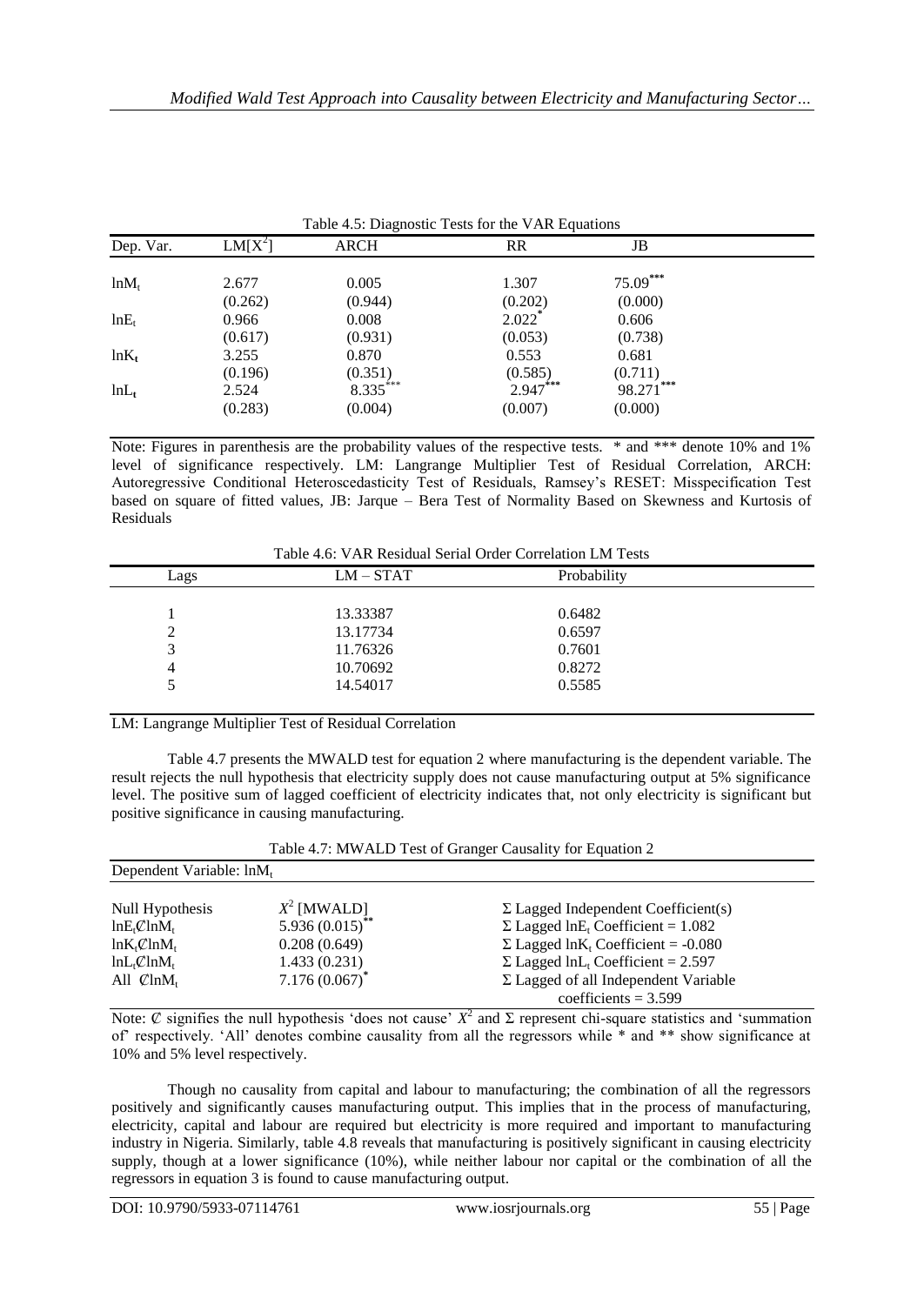Table 4.5: Diagnostic Tests for the VAR Equations

| Dep. Var. | $LM[X^2]$ | ARCH | RR | JB |
|---|---|---|---|---|
| $\ln M_t$ | 2.677 | 0.005 | 1.307 | $75.09^{***}$ |
| | (0.262) | (0.944) | (0.202) | (0.000) |
| $\ln E_t$ | 0.966 | 0.008 | $2.022^{*}$ | 0.606 |
| | (0.617) | (0.931) | (0.053) | (0.738) |
| $\ln K_t$ | 3.255 | 0.870 | 0.553 | 0.681 |
| | (0.196) | (0.351) | (0.585) | (0.711) |
| $\ln L_t$ | 2.524 | $8.335^{***}$ | $2.947^{***}$ | $98.271^{***}$ |
| | (0.283) | (0.004) | (0.007) | (0.000) |

Note: Figures in parenthesis are the probability values of the respective tests. * and *** denote 10% and 1% level of significance respectively. LM: Langrange Multiplier Test of Residual Correlation, ARCH: Autoregressive Conditional Heteroscedasticity Test of Residuals, Ramsey's RESET: Misspecification Test based on square of fitted values, JB: Jarque – Bera Test of Normality Based on Skewness and Kurtosis of Residuals

Table 4.6: VAR Residual Serial Order Correlation LM Tests

| Lags | LM – STAT | Probability |
|---|---|---|
| 1 | 13.33387 | 0.6482 |
| 2 | 13.17734 | 0.6597 |
| 3 | 11.76326 | 0.7601 |
| 4 | 10.70692 | 0.8272 |
| 5 | 14.54017 | 0.5585 |

LM: Langrange Multiplier Test of Residual Correlation

Table 4.7 presents the MWALD test for equation 2 where manufacturing is the dependent variable. The result rejects the null hypothesis that electricity supply does not cause manufacturing output at 5% significance level. The positive sum of lagged coefficient of electricity indicates that, not only electricity is significant but positive significance in causing manufacturing.

Table 4.7: MWALD Test of Granger Causality for Equation 2

| Dependent Variable: $\ln M_t$ | | |
|---|---|---|
| Null Hypothesis | $X^2$ [MWALD] | $\Sigma$ Lagged Independent Coefficient(s) |
| $\ln E_t \not{C} \ln M_t$ | $5.936\ (0.015)^{**}$ | $\Sigma$ Lagged $\ln E_t$ Coefficient = 1.082 |
| $\ln K_t \not{C} \ln M_t$ | 0.208 (0.649) | $\Sigma$ Lagged $\ln K_t$ Coefficient = -0.080 |
| $\ln L_t \not{C} \ln M_t$ | 1.433 (0.231) | $\Sigma$ Lagged $\ln L_t$ Coefficient = 2.597 |
| All $\not{C} \ln M_t$ | $7.176\ (0.067)^{*}$ | $\Sigma$ Lagged of all Independent Variable coefficients = 3.599 |

Note: $\not{C}$ signifies the null hypothesis 'does not cause' $X^2$ and $\Sigma$ represent chi-square statistics and 'summation of' respectively. 'All' denotes combine causality from all the regressors while * and ** show significance at 10% and 5% level respectively.

Though no causality from capital and labour to manufacturing; the combination of all the regressors positively and significantly causes manufacturing output. This implies that in the process of manufacturing, electricity, capital and labour are required but electricity is more required and important to manufacturing industry in Nigeria. Similarly, table 4.8 reveals that manufacturing is positively significant in causing electricity supply, though at a lower significance (10%), while neither labour nor capital or the combination of all the regressors in equation 3 is found to cause manufacturing output.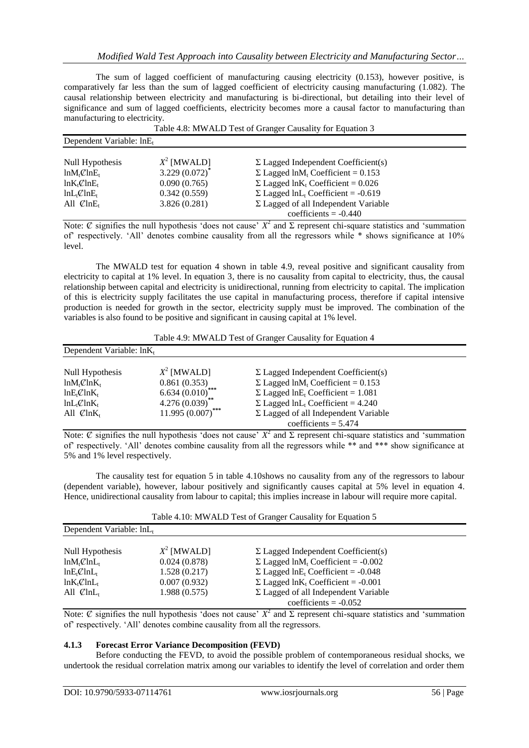The sum of lagged coefficient of manufacturing causing electricity (0.153), however positive, is comparatively far less than the sum of lagged coefficient of electricity causing manufacturing (1.082). The causal relationship between electricity and manufacturing is bi-directional, but detailing into their level of significance and sum of lagged coefficients, electricity becomes more a causal factor to manufacturing than manufacturing to electricity.

Table 4.8: MWALD Test of Granger Causality for Equation 3

| Dependent Variable: $lnE_t$ | | |
|---|---|---|
| Null Hypothesis | $X^2$ [MWALD] | Σ Lagged Independent Coefficient(s) |
| $lnM_t Ȼ lnE_t$ | 3.229 (0.072)* | Σ Lagged $lnM_t$ Coefficient = 0.153 |
| $lnK_t Ȼ lnE_t$ | 0.090 (0.765) | Σ Lagged $lnK_t$ Coefficient = 0.026 |
| $lnL_t Ȼ lnE_t$ | 0.342 (0.559) | Σ Lagged $lnL_t$ Coefficient = -0.619 |
| All $Ȼ lnE_t$ | 3.826 (0.281) | Σ Lagged of all Independent Variable coefficients = -0.440 |

Note: Ȼ signifies the null hypothesis 'does not cause' $X^2$ and Σ represent chi-square statistics and 'summation of' respectively. 'All' denotes combine causality from all the regressors while * shows significance at 10% level.

The MWALD test for equation 4 shown in table 4.9, reveal positive and significant causality from electricity to capital at 1% level. In equation 3, there is no causality from capital to electricity, thus, the causal relationship between capital and electricity is unidirectional, running from electricity to capital. The implication of this is electricity supply facilitates the use capital in manufacturing process, therefore if capital intensive production is needed for growth in the sector, electricity supply must be improved. The combination of the variables is also found to be positive and significant in causing capital at 1% level.

Table 4.9: MWALD Test of Granger Causality for Equation 4

| Dependent Variable: $lnK_t$ | | |
|---|---|---|
| Null Hypothesis | $X^2$ [MWALD] | Σ Lagged Independent Coefficient(s) |
| $lnM_t Ȼ lnK_t$ | 0.861 (0.353) | Σ Lagged $lnM_t$ Coefficient = 0.153 |
| $lnE_t Ȼ lnK_t$ | 6.634 (0.010)*** | Σ Lagged $lnE_t$ Coefficient = 1.081 |
| $lnL_t Ȼ lnK_t$ | 4.276 (0.039)** | Σ Lagged $lnL_t$ Coefficient = 4.240 |
| All $Ȼ lnK_t$ | 11.995 (0.007)*** | Σ Lagged of all Independent Variable coefficients = 5.474 |

Note: Ȼ signifies the null hypothesis 'does not cause' $X^2$ and Σ represent chi-square statistics and 'summation of' respectively. 'All' denotes combine causality from all the regressors while ** and *** show significance at 5% and 1% level respectively.

The causality test for equation 5 in table 4.10shows no causality from any of the regressors to labour (dependent variable), however, labour positively and significantly causes capital at 5% level in equation 4. Hence, unidirectional causality from labour to capital; this implies increase in labour will require more capital.

Table 4.10: MWALD Test of Granger Causality for Equation 5

| Dependent Variable: $lnL_t$ | | |
|---|---|---|
| Null Hypothesis | $X^2$ [MWALD] | Σ Lagged Independent Coefficient(s) |
| $lnM_t Ȼ lnL_t$ | 0.024 (0.878) | Σ Lagged $lnM_t$ Coefficient = -0.002 |
| $lnE_t Ȼ lnL_t$ | 1.528 (0.217) | Σ Lagged $lnE_t$ Coefficient = -0.048 |
| $lnK_t Ȼ lnL_t$ | 0.007 (0.932) | Σ Lagged $lnK_t$ Coefficient = -0.001 |
| All $Ȼ lnL_t$ | 1.988 (0.575) | Σ Lagged of all Independent Variable coefficients = -0.052 |

Note: Ȼ signifies the null hypothesis 'does not cause' $X^2$ and Σ represent chi-square statistics and 'summation of' respectively. 'All' denotes combine causality from all the regressors.

### 4.1.3 Forecast Error Variance Decomposition (FEVD)

Before conducting the FEVD, to avoid the possible problem of contemporaneous residual shocks, we undertook the residual correlation matrix among our variables to identify the level of correlation and order them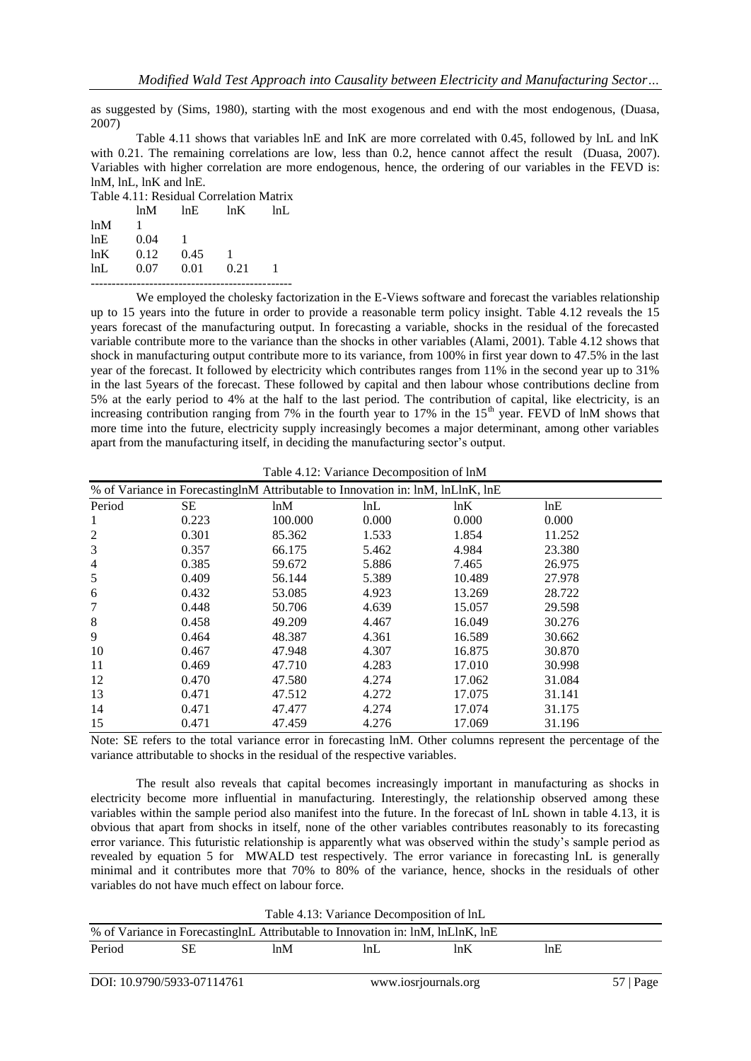as suggested by (Sims, 1980), starting with the most exogenous and end with the most endogenous, (Duasa, 2007)

Table 4.11 shows that variables lnE and InK are more correlated with 0.45, followed by lnL and lnK with 0.21. The remaining correlations are low, less than 0.2, hence cannot affect the result (Duasa, 2007). Variables with higher correlation are more endogenous, hence, the ordering of our variables in the FEVD is: lnM, lnL, lnK and lnE.

Table 4.11: Residual Correlation Matrix

| | lnM | lnE | lnK | lnL |
|---|---|---|---|---|
| lnM | 1 | | | |
| lnE | 0.04 | 1 | | |
| lnK | 0.12 | 0.45 | 1 | |
| lnL | 0.07 | 0.01 | 0.21 | 1 |

We employed the cholesky factorization in the E-Views software and forecast the variables relationship up to 15 years into the future in order to provide a reasonable term policy insight. Table 4.12 reveals the 15 years forecast of the manufacturing output. In forecasting a variable, shocks in the residual of the forecasted variable contribute more to the variance than the shocks in other variables (Alami, 2001). Table 4.12 shows that shock in manufacturing output contribute more to its variance, from 100% in first year down to 47.5% in the last year of the forecast. It followed by electricity which contributes ranges from 11% in the second year up to 31% in the last 5years of the forecast. These followed by capital and then labour whose contributions decline from 5% at the early period to 4% at the half to the last period. The contribution of capital, like electricity, is an increasing contribution ranging from 7% in the fourth year to 17% in the 15th year. FEVD of lnM shows that more time into the future, electricity supply increasingly becomes a major determinant, among other variables apart from the manufacturing itself, in deciding the manufacturing sector's output.

Table 4.12: Variance Decomposition of lnM

| % of Variance in ForecastinglnM Attributable to Innovation in: lnM, lnLlnK, lnE | | | | | |
|---|---|---|---|---|---|
| Period | SE | lnM | lnL | lnK | lnE |
| 1 | 0.223 | 100.000 | 0.000 | 0.000 | 0.000 |
| 2 | 0.301 | 85.362 | 1.533 | 1.854 | 11.252 |
| 3 | 0.357 | 66.175 | 5.462 | 4.984 | 23.380 |
| 4 | 0.385 | 59.672 | 5.886 | 7.465 | 26.975 |
| 5 | 0.409 | 56.144 | 5.389 | 10.489 | 27.978 |
| 6 | 0.432 | 53.085 | 4.923 | 13.269 | 28.722 |
| 7 | 0.448 | 50.706 | 4.639 | 15.057 | 29.598 |
| 8 | 0.458 | 49.209 | 4.467 | 16.049 | 30.276 |
| 9 | 0.464 | 48.387 | 4.361 | 16.589 | 30.662 |
| 10 | 0.467 | 47.948 | 4.307 | 16.875 | 30.870 |
| 11 | 0.469 | 47.710 | 4.283 | 17.010 | 30.998 |
| 12 | 0.470 | 47.580 | 4.274 | 17.062 | 31.084 |
| 13 | 0.471 | 47.512 | 4.272 | 17.075 | 31.141 |
| 14 | 0.471 | 47.477 | 4.274 | 17.074 | 31.175 |
| 15 | 0.471 | 47.459 | 4.276 | 17.069 | 31.196 |

Note: SE refers to the total variance error in forecasting lnM. Other columns represent the percentage of the variance attributable to shocks in the residual of the respective variables.

The result also reveals that capital becomes increasingly important in manufacturing as shocks in electricity become more influential in manufacturing. Interestingly, the relationship observed among these variables within the sample period also manifest into the future. In the forecast of lnL shown in table 4.13, it is obvious that apart from shocks in itself, none of the other variables contributes reasonably to its forecasting error variance. This futuristic relationship is apparently what was observed within the study's sample period as revealed by equation 5 for MWALD test respectively. The error variance in forecasting lnL is generally minimal and it contributes more that 70% to 80% of the variance, hence, shocks in the residuals of other variables do not have much effect on labour force.

Table 4.13: Variance Decomposition of lnL

| % of Variance in ForecastinglnL Attributable to Innovation in: lnM, lnLlnK, lnE | | | | | |
|---|---|---|---|---|---|
| Period | SE | lnM | lnL | lnK | lnE |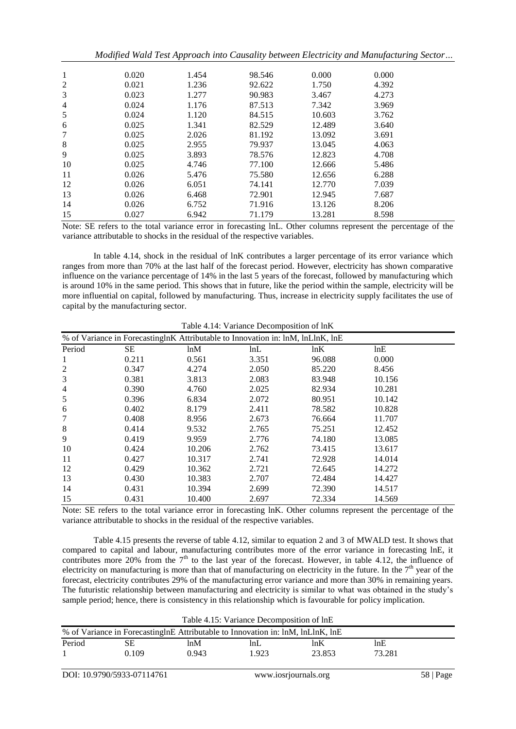| 1 | 0.020 | 1.454 | 98.546 | 0.000 | 0.000 |
|---|---|---|---|---|---|
| 2 | 0.021 | 1.236 | 92.622 | 1.750 | 4.392 |
| 3 | 0.023 | 1.277 | 90.983 | 3.467 | 4.273 |
| 4 | 0.024 | 1.176 | 87.513 | 7.342 | 3.969 |
| 5 | 0.024 | 1.120 | 84.515 | 10.603 | 3.762 |
| 6 | 0.025 | 1.341 | 82.529 | 12.489 | 3.640 |
| 7 | 0.025 | 2.026 | 81.192 | 13.092 | 3.691 |
| 8 | 0.025 | 2.955 | 79.937 | 13.045 | 4.063 |
| 9 | 0.025 | 3.893 | 78.576 | 12.823 | 4.708 |
| 10 | 0.025 | 4.746 | 77.100 | 12.666 | 5.486 |
| 11 | 0.026 | 5.476 | 75.580 | 12.656 | 6.288 |
| 12 | 0.026 | 6.051 | 74.141 | 12.770 | 7.039 |
| 13 | 0.026 | 6.468 | 72.901 | 12.945 | 7.687 |
| 14 | 0.026 | 6.752 | 71.916 | 13.126 | 8.206 |
| 15 | 0.027 | 6.942 | 71.179 | 13.281 | 8.598 |

Note: SE refers to the total variance error in forecasting lnL. Other columns represent the percentage of the variance attributable to shocks in the residual of the respective variables.

In table 4.14, shock in the residual of lnK contributes a larger percentage of its error variance which ranges from more than 70% at the last half of the forecast period. However, electricity has shown comparative influence on the variance percentage of 14% in the last 5 years of the forecast, followed by manufacturing which is around 10% in the same period. This shows that in future, like the period within the sample, electricity will be more influential on capital, followed by manufacturing. Thus, increase in electricity supply facilitates the use of capital by the manufacturing sector.

Table 4.14: Variance Decomposition of lnK

| % of Variance in ForecastinglnK Attributable to Innovation in: lnM, lnLlnK, lnE | | | | | |
|---|---|---|---|---|---|
| Period | SE | lnM | lnL | lnK | lnE |
| 1 | 0.211 | 0.561 | 3.351 | 96.088 | 0.000 |
| 2 | 0.347 | 4.274 | 2.050 | 85.220 | 8.456 |
| 3 | 0.381 | 3.813 | 2.083 | 83.948 | 10.156 |
| 4 | 0.390 | 4.760 | 2.025 | 82.934 | 10.281 |
| 5 | 0.396 | 6.834 | 2.072 | 80.951 | 10.142 |
| 6 | 0.402 | 8.179 | 2.411 | 78.582 | 10.828 |
| 7 | 0.408 | 8.956 | 2.673 | 76.664 | 11.707 |
| 8 | 0.414 | 9.532 | 2.765 | 75.251 | 12.452 |
| 9 | 0.419 | 9.959 | 2.776 | 74.180 | 13.085 |
| 10 | 0.424 | 10.206 | 2.762 | 73.415 | 13.617 |
| 11 | 0.427 | 10.317 | 2.741 | 72.928 | 14.014 |
| 12 | 0.429 | 10.362 | 2.721 | 72.645 | 14.272 |
| 13 | 0.430 | 10.383 | 2.707 | 72.484 | 14.427 |
| 14 | 0.431 | 10.394 | 2.699 | 72.390 | 14.517 |
| 15 | 0.431 | 10.400 | 2.697 | 72.334 | 14.569 |

Note: SE refers to the total variance error in forecasting lnK. Other columns represent the percentage of the variance attributable to shocks in the residual of the respective variables.

Table 4.15 presents the reverse of table 4.12, similar to equation 2 and 3 of MWALD test. It shows that compared to capital and labour, manufacturing contributes more of the error variance in forecasting lnE, it contributes more 20% from the 7th to the last year of the forecast. However, in table 4.12, the influence of electricity on manufacturing is more than that of manufacturing on electricity in the future. In the 7th year of the forecast, electricity contributes 29% of the manufacturing error variance and more than 30% in remaining years. The futuristic relationship between manufacturing and electricity is similar to what was obtained in the study's sample period; hence, there is consistency in this relationship which is favourable for policy implication.

Table 4.15: Variance Decomposition of lnE

| % of Variance in ForecastinglnE Attributable to Innovation in: lnM, lnLlnK, lnE | | | | | |
|---|---|---|---|---|---|
| Period | SE | lnM | lnL | lnK | lnE |
| 1 | 0.109 | 0.943 | 1.923 | 23.853 | 73.281 |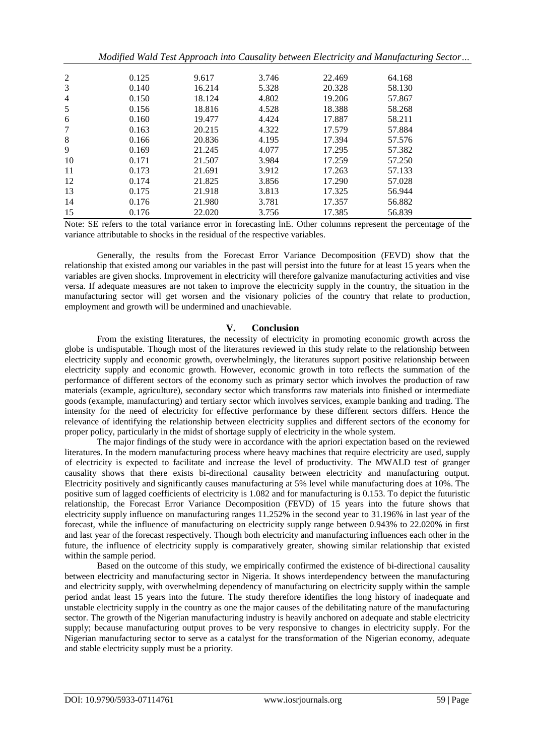| | | | | | |
|---|---|---|---|---|---|
| 2 | 0.125 | 9.617 | 3.746 | 22.469 | 64.168 |
| 3 | 0.140 | 16.214 | 5.328 | 20.328 | 58.130 |
| 4 | 0.150 | 18.124 | 4.802 | 19.206 | 57.867 |
| 5 | 0.156 | 18.816 | 4.528 | 18.388 | 58.268 |
| 6 | 0.160 | 19.477 | 4.424 | 17.887 | 58.211 |
| 7 | 0.163 | 20.215 | 4.322 | 17.579 | 57.884 |
| 8 | 0.166 | 20.836 | 4.195 | 17.394 | 57.576 |
| 9 | 0.169 | 21.245 | 4.077 | 17.295 | 57.382 |
| 10 | 0.171 | 21.507 | 3.984 | 17.259 | 57.250 |
| 11 | 0.173 | 21.691 | 3.912 | 17.263 | 57.133 |
| 12 | 0.174 | 21.825 | 3.856 | 17.290 | 57.028 |
| 13 | 0.175 | 21.918 | 3.813 | 17.325 | 56.944 |
| 14 | 0.176 | 21.980 | 3.781 | 17.357 | 56.882 |
| 15 | 0.176 | 22.020 | 3.756 | 17.385 | 56.839 |

Note: SE refers to the total variance error in forecasting lnE. Other columns represent the percentage of the variance attributable to shocks in the residual of the respective variables.

Generally, the results from the Forecast Error Variance Decomposition (FEVD) show that the relationship that existed among our variables in the past will persist into the future for at least 15 years when the variables are given shocks. Improvement in electricity will therefore galvanize manufacturing activities and vise versa. If adequate measures are not taken to improve the electricity supply in the country, the situation in the manufacturing sector will get worsen and the visionary policies of the country that relate to production, employment and growth will be undermined and unachievable.

## V. Conclusion

From the existing literatures, the necessity of electricity in promoting economic growth across the globe is undisputable. Though most of the literatures reviewed in this study relate to the relationship between electricity supply and economic growth, overwhelmingly, the literatures support positive relationship between electricity supply and economic growth. However, economic growth in toto reflects the summation of the performance of different sectors of the economy such as primary sector which involves the production of raw materials (example, agriculture), secondary sector which transforms raw materials into finished or intermediate goods (example, manufacturing) and tertiary sector which involves services, example banking and trading. The intensity for the need of electricity for effective performance by these different sectors differs. Hence the relevance of identifying the relationship between electricity supplies and different sectors of the economy for proper policy, particularly in the midst of shortage supply of electricity in the whole system.

The major findings of the study were in accordance with the apriori expectation based on the reviewed literatures. In the modern manufacturing process where heavy machines that require electricity are used, supply of electricity is expected to facilitate and increase the level of productivity. The MWALD test of granger causality shows that there exists bi-directional causality between electricity and manufacturing output. Electricity positively and significantly causes manufacturing at 5% level while manufacturing does at 10%. The positive sum of lagged coefficients of electricity is 1.082 and for manufacturing is 0.153. To depict the futuristic relationship, the Forecast Error Variance Decomposition (FEVD) of 15 years into the future shows that electricity supply influence on manufacturing ranges 11.252% in the second year to 31.196% in last year of the forecast, while the influence of manufacturing on electricity supply range between 0.943% to 22.020% in first and last year of the forecast respectively. Though both electricity and manufacturing influences each other in the future, the influence of electricity supply is comparatively greater, showing similar relationship that existed within the sample period.

Based on the outcome of this study, we empirically confirmed the existence of bi-directional causality between electricity and manufacturing sector in Nigeria. It shows interdependency between the manufacturing and electricity supply, with overwhelming dependency of manufacturing on electricity supply within the sample period andat least 15 years into the future. The study therefore identifies the long history of inadequate and unstable electricity supply in the country as one the major causes of the debilitating nature of the manufacturing sector. The growth of the Nigerian manufacturing industry is heavily anchored on adequate and stable electricity supply; because manufacturing output proves to be very responsive to changes in electricity supply. For the Nigerian manufacturing sector to serve as a catalyst for the transformation of the Nigerian economy, adequate and stable electricity supply must be a priority.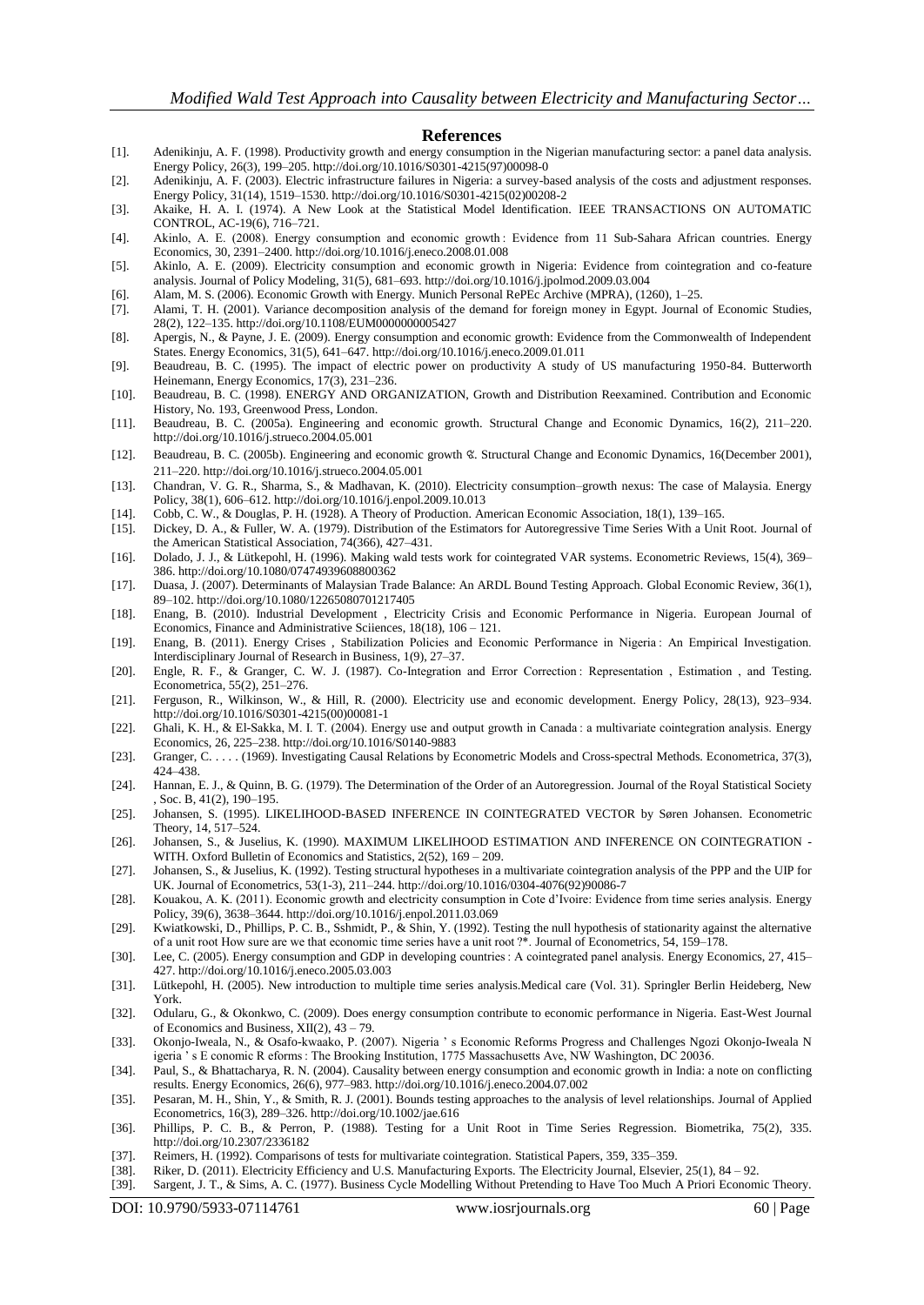## References

[1]. Adenikinju, A. F. (1998). Productivity growth and energy consumption in the Nigerian manufacturing sector: a panel data analysis. Energy Policy, 26(3), 199–205. http://doi.org/10.1016/S0301-4215(97)00098-0

[2]. Adenikinju, A. F. (2003). Electric infrastructure failures in Nigeria: a survey-based analysis of the costs and adjustment responses. Energy Policy, 31(14), 1519–1530. http://doi.org/10.1016/S0301-4215(02)00208-2

[3]. Akaike, H. A. I. (1974). A New Look at the Statistical Model Identification. IEEE TRANSACTIONS ON AUTOMATIC CONTROL, AC-19(6), 716–721.

[4]. Akinlo, A. E. (2008). Energy consumption and economic growth : Evidence from 11 Sub-Sahara African countries. Energy Economics, 30, 2391–2400. http://doi.org/10.1016/j.eneco.2008.01.008

[5]. Akinlo, A. E. (2009). Electricity consumption and economic growth in Nigeria: Evidence from cointegration and co-feature analysis. Journal of Policy Modeling, 31(5), 681–693. http://doi.org/10.1016/j.jpolmod.2009.03.004

[6]. Alam, M. S. (2006). Economic Growth with Energy. Munich Personal RePEc Archive (MPRA), (1260), 1–25.

[7]. Alami, T. H. (2001). Variance decomposition analysis of the demand for foreign money in Egypt. Journal of Economic Studies, 28(2), 122–135. http://doi.org/10.1108/EUM0000000005427

[8]. Apergis, N., & Payne, J. E. (2009). Energy consumption and economic growth: Evidence from the Commonwealth of Independent States. Energy Economics, 31(5), 641–647. http://doi.org/10.1016/j.eneco.2009.01.011

[9]. Beaudreau, B. C. (1995). The impact of electric power on productivity A study of US manufacturing 1950-84. Butterworth Heinemann, Energy Economics, 17(3), 231–236.

[10]. Beaudreau, B. C. (1998). ENERGY AND ORGANIZATION, Growth and Distribution Reexamined. Contribution and Economic History, No. 193, Greenwood Press, London.

[11]. Beaudreau, B. C. (2005a). Engineering and economic growth. Structural Change and Economic Dynamics, 16(2), 211–220. http://doi.org/10.1016/j.strueco.2004.05.001

[12]. Beaudreau, B. C. (2005b). Engineering and economic growth ☆. Structural Change and Economic Dynamics, 16(December 2001), 211–220. http://doi.org/10.1016/j.strueco.2004.05.001

[13]. Chandran, V. G. R., Sharma, S., & Madhavan, K. (2010). Electricity consumption–growth nexus: The case of Malaysia. Energy Policy, 38(1), 606–612. http://doi.org/10.1016/j.enpol.2009.10.013

[14]. Cobb, C. W., & Douglas, P. H. (1928). A Theory of Production. American Economic Association, 18(1), 139–165.

[15]. Dickey, D. A., & Fuller, W. A. (1979). Distribution of the Estimators for Autoregressive Time Series With a Unit Root. Journal of the American Statistical Association, 74(366), 427–431.

[16]. Dolado, J. J., & Lütkepohl, H. (1996). Making wald tests work for cointegrated VAR systems. Econometric Reviews, 15(4), 369–386. http://doi.org/10.1080/07474939608800362

[17]. Duasa, J. (2007). Determinants of Malaysian Trade Balance: An ARDL Bound Testing Approach. Global Economic Review, 36(1), 89–102. http://doi.org/10.1080/12265080701217405

[18]. Enang, B. (2010). Industrial Development , Electricity Crisis and Economic Performance in Nigeria. European Journal of Economics, Finance and Administrative Sciiences, 18(18), 106 – 121.

[19]. Enang, B. (2011). Energy Crises , Stabilization Policies and Economic Performance in Nigeria : An Empirical Investigation. Interdisciplinary Journal of Research in Business, 1(9), 27–37.

[20]. Engle, R. F., & Granger, C. W. J. (1987). Co-Integration and Error Correction : Representation , Estimation , and Testing. Econometrica, 55(2), 251–276.

[21]. Ferguson, R., Wilkinson, W., & Hill, R. (2000). Electricity use and economic development. Energy Policy, 28(13), 923–934. http://doi.org/10.1016/S0301-4215(00)00081-1

[22]. Ghali, K. H., & El-Sakka, M. I. T. (2004). Energy use and output growth in Canada : a multivariate cointegration analysis. Energy Economics, 26, 225–238. http://doi.org/10.1016/S0140-9883

[23]. Granger, C. . . . . (1969). Investigating Causal Relations by Econometric Models and Cross-spectral Methods. Econometrica, 37(3), 424–438.

[24]. Hannan, E. J., & Quinn, B. G. (1979). The Determination of the Order of an Autoregression. Journal of the Royal Statistical Society , Soc. B, 41(2), 190–195.

[25]. Johansen, S. (1995). LIKELIHOOD-BASED INFERENCE IN COINTEGRATED VECTOR by Søren Johansen. Econometric Theory, 14, 517–524.

[26]. Johansen, S., & Juselius, K. (1990). MAXIMUM LIKELIHOOD ESTIMATION AND INFERENCE ON COINTEGRATION - WITH. Oxford Bulletin of Economics and Statistics, 2(52), 169 – 209.

[27]. Johansen, S., & Juselius, K. (1992). Testing structural hypotheses in a multivariate cointegration analysis of the PPP and the UIP for UK. Journal of Econometrics, 53(1-3), 211–244. http://doi.org/10.1016/0304-4076(92)90086-7

[28]. Kouakou, A. K. (2011). Economic growth and electricity consumption in Cote d'Ivoire: Evidence from time series analysis. Energy Policy, 39(6), 3638–3644. http://doi.org/10.1016/j.enpol.2011.03.069

[29]. Kwiatkowski, D., Phillips, P. C. B., Sshmidt, P., & Shin, Y. (1992). Testing the null hypothesis of stationarity against the alternative of a unit root How sure are we that economic time series have a unit root ?*. Journal of Econometrics, 54, 159–178.

[30]. Lee, C. (2005). Energy consumption and GDP in developing countries : A cointegrated panel analysis. Energy Economics, 27, 415–427. http://doi.org/10.1016/j.eneco.2005.03.003

[31]. Lütkepohl, H. (2005). New introduction to multiple time series analysis.Medical care (Vol. 31). Springler Berlin Heideberg, New York.

[32]. Odularu, G., & Okonkwo, C. (2009). Does energy consumption contribute to economic performance in Nigeria. East-West Journal of Economics and Business, XII(2), 43 – 79.

[33]. Okonjo-Iweala, N., & Osafo-kwaako, P. (2007). Nigeria ' s Economic Reforms Progress and Challenges Ngozi Okonjo-Iweala N igeria ' s E conomic R eforms : The Brooking Institution, 1775 Massachusetts Ave, NW Washington, DC 20036.

[34]. Paul, S., & Bhattacharya, R. N. (2004). Causality between energy consumption and economic growth in India: a note on conflicting results. Energy Economics, 26(6), 977–983. http://doi.org/10.1016/j.eneco.2004.07.002

[35]. Pesaran, M. H., Shin, Y., & Smith, R. J. (2001). Bounds testing approaches to the analysis of level relationships. Journal of Applied Econometrics, 16(3), 289–326. http://doi.org/10.1002/jae.616

[36]. Phillips, P. C. B., & Perron, P. (1988). Testing for a Unit Root in Time Series Regression. Biometrika, 75(2), 335. http://doi.org/10.2307/2336182

[37]. Reimers, H. (1992). Comparisons of tests for multivariate cointegration. Statistical Papers, 359, 335–359.

[38]. Riker, D. (2011). Electricity Efficiency and U.S. Manufacturing Exports. The Electricity Journal, Elsevier, 25(1), 84 – 92.

[39]. Sargent, J. T., & Sims, A. C. (1977). Business Cycle Modelling Without Pretending to Have Too Much A Priori Economic Theory.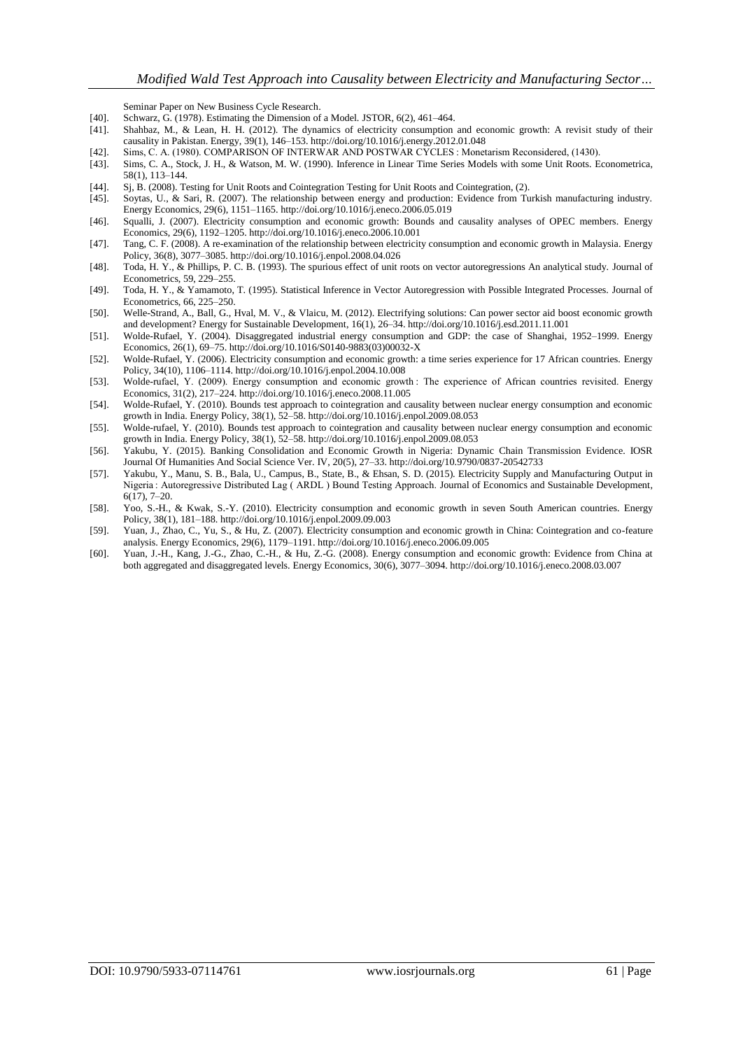Seminar Paper on New Business Cycle Research.

[40]. Schwarz, G. (1978). Estimating the Dimension of a Model. JSTOR, 6(2), 461–464.

[41]. Shahbaz, M., & Lean, H. H. (2012). The dynamics of electricity consumption and economic growth: A revisit study of their causality in Pakistan. Energy, 39(1), 146–153. http://doi.org/10.1016/j.energy.2012.01.048

[42]. Sims, C. A. (1980). COMPARISON OF INTERWAR AND POSTWAR CYCLES : Monetarism Reconsidered, (1430).

[43]. Sims, C. A., Stock, J. H., & Watson, M. W. (1990). Inference in Linear Time Series Models with some Unit Roots. Econometrica, 58(1), 113–144.

[44]. Sj, B. (2008). Testing for Unit Roots and Cointegration Testing for Unit Roots and Cointegration, (2).

[45]. Soytas, U., & Sari, R. (2007). The relationship between energy and production: Evidence from Turkish manufacturing industry. Energy Economics, 29(6), 1151–1165. http://doi.org/10.1016/j.eneco.2006.05.019

[46]. Squalli, J. (2007). Electricity consumption and economic growth: Bounds and causality analyses of OPEC members. Energy Economics, 29(6), 1192–1205. http://doi.org/10.1016/j.eneco.2006.10.001

[47]. Tang, C. F. (2008). A re-examination of the relationship between electricity consumption and economic growth in Malaysia. Energy Policy, 36(8), 3077–3085. http://doi.org/10.1016/j.enpol.2008.04.026

[48]. Toda, H. Y., & Phillips, P. C. B. (1993). The spurious effect of unit roots on vector autoregressions An analytical study. Journal of Econometrics, 59, 229–255.

[49]. Toda, H. Y., & Yamamoto, T. (1995). Statistical Inference in Vector Autoregression with Possible Integrated Processes. Journal of Econometrics, 66, 225–250.

[50]. Welle-Strand, A., Ball, G., Hval, M. V., & Vlaicu, M. (2012). Electrifying solutions: Can power sector aid boost economic growth and development? Energy for Sustainable Development, 16(1), 26–34. http://doi.org/10.1016/j.esd.2011.11.001

[51]. Wolde-Rufael, Y. (2004). Disaggregated industrial energy consumption and GDP: the case of Shanghai, 1952–1999. Energy Economics, 26(1), 69–75. http://doi.org/10.1016/S0140-9883(03)00032-X

[52]. Wolde-Rufael, Y. (2006). Electricity consumption and economic growth: a time series experience for 17 African countries. Energy Policy, 34(10), 1106–1114. http://doi.org/10.1016/j.enpol.2004.10.008

[53]. Wolde-rufael, Y. (2009). Energy consumption and economic growth : The experience of African countries revisited. Energy Economics, 31(2), 217–224. http://doi.org/10.1016/j.eneco.2008.11.005

[54]. Wolde-Rufael, Y. (2010). Bounds test approach to cointegration and causality between nuclear energy consumption and economic growth in India. Energy Policy, 38(1), 52–58. http://doi.org/10.1016/j.enpol.2009.08.053

[55]. Wolde-rufael, Y. (2010). Bounds test approach to cointegration and causality between nuclear energy consumption and economic growth in India. Energy Policy, 38(1), 52–58. http://doi.org/10.1016/j.enpol.2009.08.053

[56]. Yakubu, Y. (2015). Banking Consolidation and Economic Growth in Nigeria: Dynamic Chain Transmission Evidence. IOSR Journal Of Humanities And Social Science Ver. IV, 20(5), 27–33. http://doi.org/10.9790/0837-20542733

[57]. Yakubu, Y., Manu, S. B., Bala, U., Campus, B., State, B., & Ehsan, S. D. (2015). Electricity Supply and Manufacturing Output in Nigeria : Autoregressive Distributed Lag ( ARDL ) Bound Testing Approach. Journal of Economics and Sustainable Development, 6(17), 7–20.

[58]. Yoo, S.-H., & Kwak, S.-Y. (2010). Electricity consumption and economic growth in seven South American countries. Energy Policy, 38(1), 181–188. http://doi.org/10.1016/j.enpol.2009.09.003

[59]. Yuan, J., Zhao, C., Yu, S., & Hu, Z. (2007). Electricity consumption and economic growth in China: Cointegration and co-feature analysis. Energy Economics, 29(6), 1179–1191. http://doi.org/10.1016/j.eneco.2006.09.005

[60]. Yuan, J.-H., Kang, J.-G., Zhao, C.-H., & Hu, Z.-G. (2008). Energy consumption and economic growth: Evidence from China at both aggregated and disaggregated levels. Energy Economics, 30(6), 3077–3094. http://doi.org/10.1016/j.eneco.2008.03.007